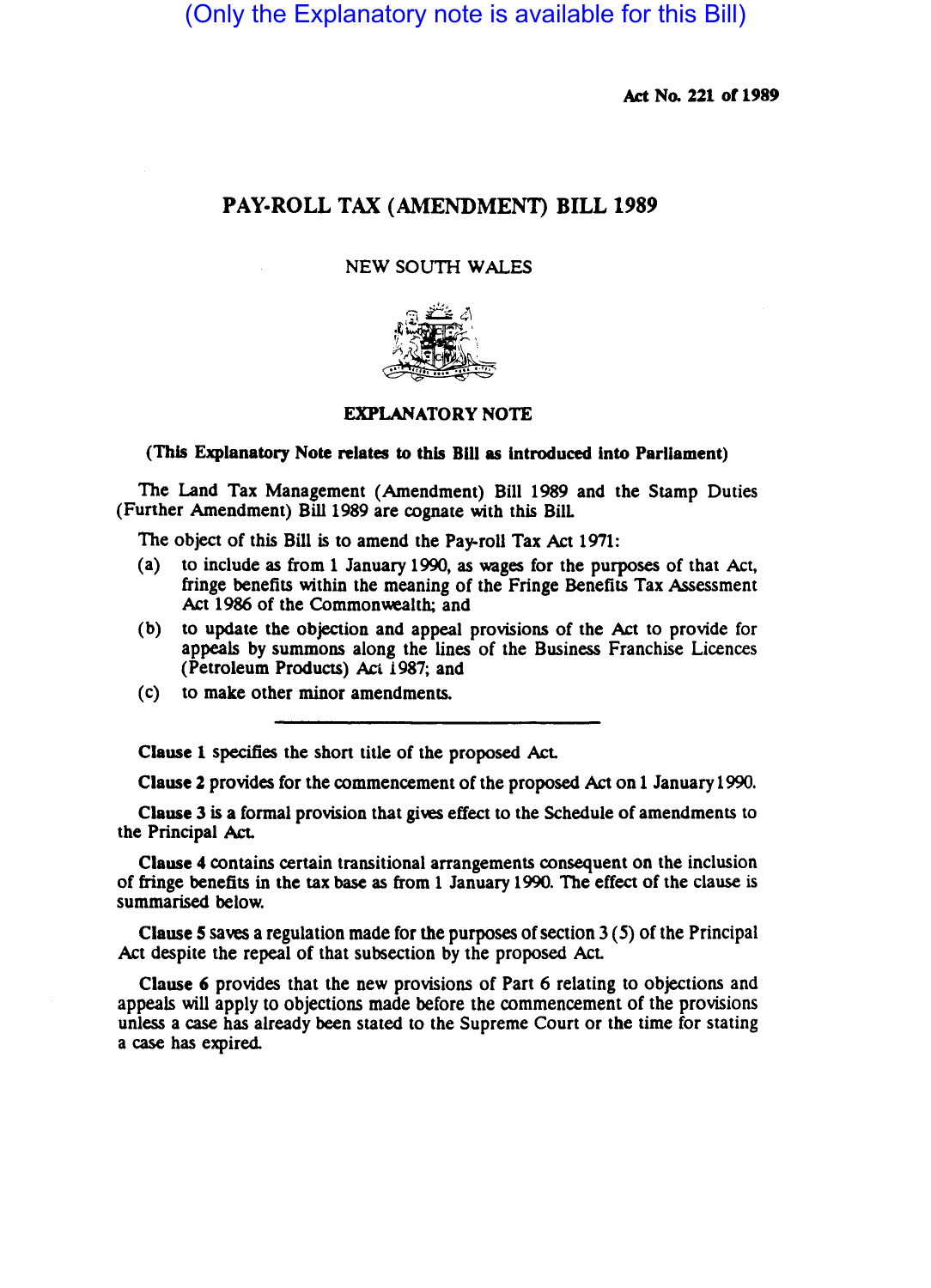(Only the Explanatory note is available for this Bill)

**Act No. 221 of 1989**

# PAY-ROLL TAX (AMENDMENT) BILL 1989

NEW SOUTH WALES

## EXPLANATORY NOTE

**(This Explanatory Note relates to this Bill as introduced into Parliament)**

The Land Tax Management (Amendment) Bill 1989 and the Stamp Duties (Further Amendment) Bill 1989 are cognate with this Bill.

The object of this Bill is to amend the Pay-roll Tax Act 1971:

(a) to include as from 1 January 1990, as wages for the purposes of that Act, fringe benefits within the meaning of the Fringe Benefits Tax Assessment Act 1986 of the Commonwealth; and

(b) to update the objection and appeal provisions of the Act to provide for appeals by summons along the lines of the Business Franchise Licences (Petroleum Products) Act 1987; and

(c) to make other minor amendments.

---

**Clause 1** specifies the short title of the proposed Act.

**Clause 2** provides for the commencement of the proposed Act on 1 January 1990.

**Clause 3** is a formal provision that gives effect to the Schedule of amendments to the Principal Act.

**Clause 4** contains certain transitional arrangements consequent on the inclusion of fringe benefits in the tax base as from 1 January 1990. The effect of the clause is summarised below.

**Clause 5** saves a regulation made for the purposes of section 3 (5) of the Principal Act despite the repeal of that subsection by the proposed Act.

**Clause 6** provides that the new provisions of Part 6 relating to objections and appeals will apply to objections made before the commencement of the provisions unless a case has already been stated to the Supreme Court or the time for stating a case has expired.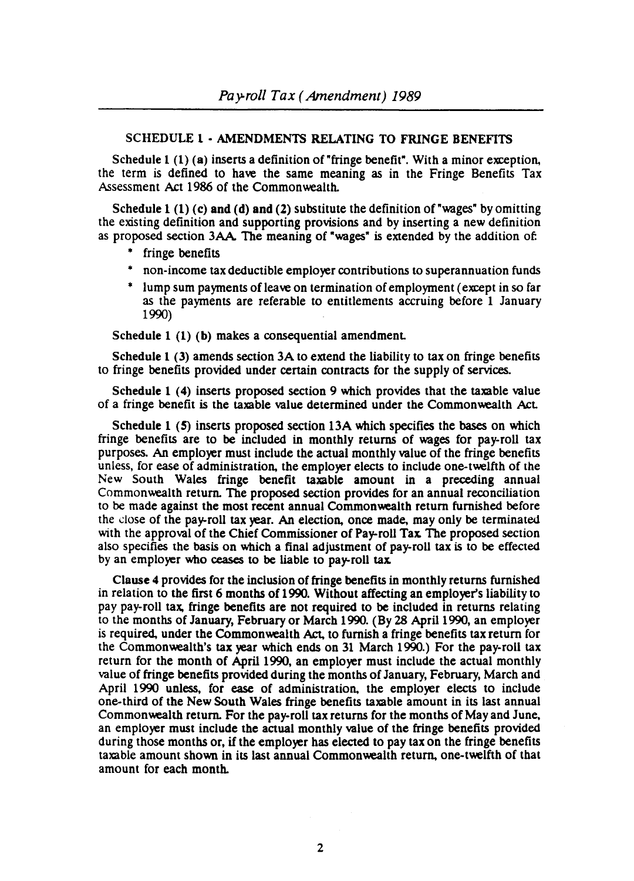## SCHEDULE 1 - AMENDMENTS RELATING TO FRINGE BENEFITS

**Schedule 1 (1) (a)** inserts a definition of "fringe benefit". With a minor exception, the term is defined to have the same meaning as in the Fringe Benefits Tax Assessment Act 1986 of the Commonwealth.

**Schedule 1 (1) (c) and (d) and (2)** substitute the definition of "wages" by omitting the existing definition and supporting provisions and by inserting a new definition as proposed section 3AA. The meaning of "wages" is extended by the addition of:

* fringe benefits
* non-income tax deductible employer contributions to superannuation funds
* lump sum payments of leave on termination of employment (except in so far as the payments are referable to entitlements accruing before 1 January 1990)

**Schedule 1 (1) (b)** makes a consequential amendment.

**Schedule 1 (3)** amends section 3A to extend the liability to tax on fringe benefits to fringe benefits provided under certain contracts for the supply of services.

**Schedule 1 (4)** inserts proposed section 9 which provides that the taxable value of a fringe benefit is the taxable value determined under the Commonwealth Act.

**Schedule 1 (5)** inserts proposed section 13A which specifies the bases on which fringe benefits are to be included in monthly returns of wages for pay-roll tax purposes. An employer must include the actual monthly value of the fringe benefits unless, for ease of administration, the employer elects to include one-twelfth of the New South Wales fringe benefit taxable amount in a preceding annual Commonwealth return. The proposed section provides for an annual reconciliation to be made against the most recent annual Commonwealth return furnished before the close of the pay-roll tax year. An election, once made, may only be terminated with the approval of the Chief Commissioner of Pay-roll Tax. The proposed section also specifies the basis on which a final adjustment of pay-roll tax is to be effected by an employer who ceases to be liable to pay-roll tax.

**Clause 4** provides for the inclusion of fringe benefits in monthly returns furnished in relation to the first 6 months of 1990. Without affecting an employer's liability to pay pay-roll tax, fringe benefits are not required to be included in returns relating to the months of January, February or March 1990. (By 28 April 1990, an employer is required, under the Commonwealth Act, to furnish a fringe benefits tax return for the Commonwealth's tax year which ends on 31 March 1990.) For the pay-roll tax return for the month of April 1990, an employer must include the actual monthly value of fringe benefits provided during the months of January, February, March and April 1990 unless, for ease of administration, the employer elects to include one-third of the New South Wales fringe benefits taxable amount in its last annual Commonwealth return. For the pay-roll tax returns for the months of May and June, an employer must include the actual monthly value of the fringe benefits provided during those months or, if the employer has elected to pay tax on the fringe benefits taxable amount shown in its last annual Commonwealth return, one-twelfth of that amount for each month.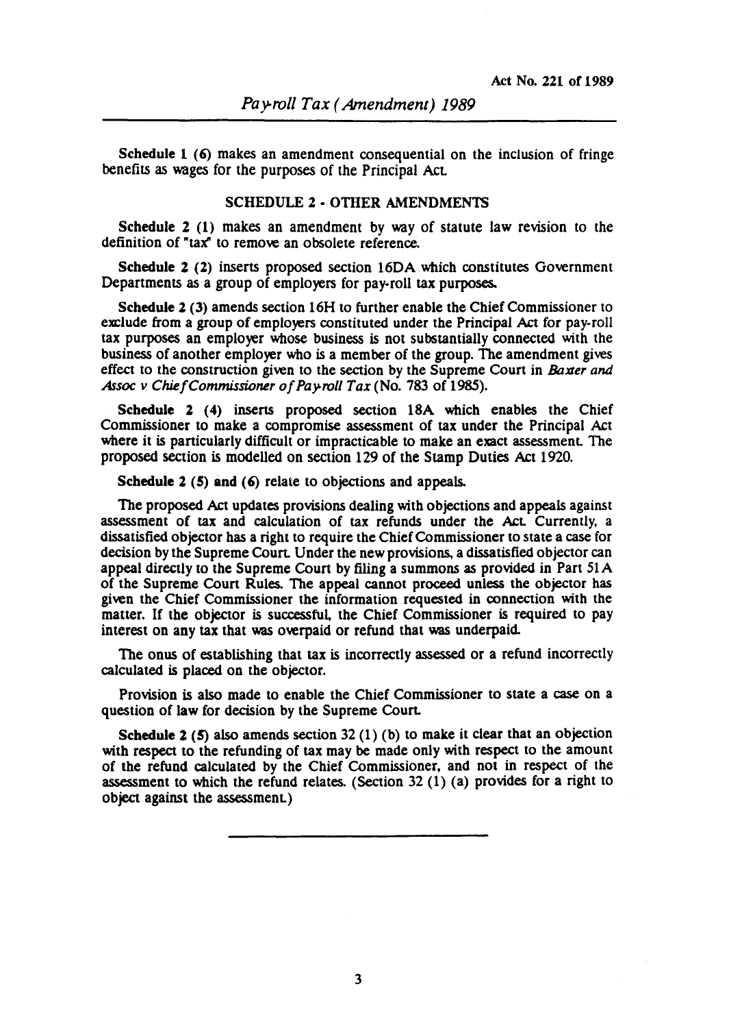Schedule 1 (6) makes an amendment consequential on the inclusion of fringe benefits as wages for the purposes of the Principal Act.

## SCHEDULE 2 - OTHER AMENDMENTS

**Schedule 2 (1)** makes an amendment by way of statute law revision to the definition of "tax" to remove an obsolete reference.

**Schedule 2 (2)** inserts proposed section 16DA which constitutes Government Departments as a group of employers for pay-roll tax purposes.

**Schedule 2 (3)** amends section 16H to further enable the Chief Commissioner to exclude from a group of employers constituted under the Principal Act for pay-roll tax purposes an employer whose business is not substantially connected with the business of another employer who is a member of the group. The amendment gives effect to the construction given to the section by the Supreme Court in *Baxter and Assoc v Chief Commissioner of Pay-roll Tax* (No. 783 of 1985).

**Schedule 2 (4)** inserts proposed section 18A which enables the Chief Commissioner to make a compromise assessment of tax under the Principal Act where it is particularly difficult or impracticable to make an exact assessment. The proposed section is modelled on section 129 of the Stamp Duties Act 1920.

**Schedule 2 (5) and (6)** relate to objections and appeals.

The proposed Act updates provisions dealing with objections and appeals against assessment of tax and calculation of tax refunds under the Act. Currently, a dissatisfied objector has a right to require the Chief Commissioner to state a case for decision by the Supreme Court. Under the new provisions, a dissatisfied objector can appeal directly to the Supreme Court by filing a summons as provided in Part 51A of the Supreme Court Rules. The appeal cannot proceed unless the objector has given the Chief Commissioner the information requested in connection with the matter. If the objector is successful, the Chief Commissioner is required to pay interest on any tax that was overpaid or refund that was underpaid.

The onus of establishing that tax is incorrectly assessed or a refund incorrectly calculated is placed on the objector.

Provision is also made to enable the Chief Commissioner to state a case on a question of law for decision by the Supreme Court.

**Schedule 2 (5)** also amends section 32 (1) (b) to make it clear that an objection with respect to the refunding of tax may be made only with respect to the amount of the refund calculated by the Chief Commissioner, and not in respect of the assessment to which the refund relates. (Section 32 (1) (a) provides for a right to object against the assessment.)